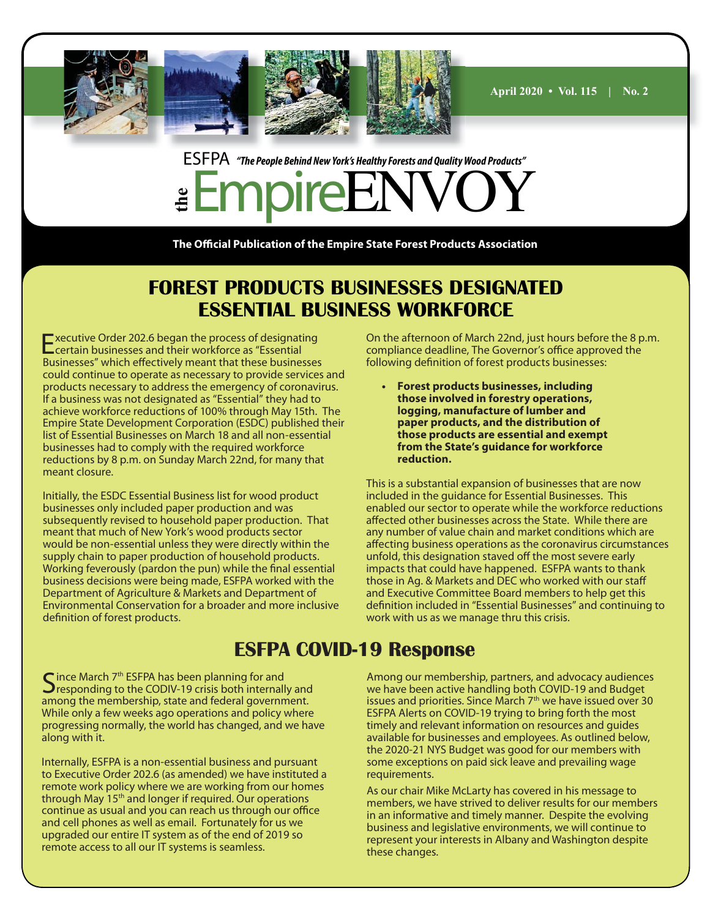April 2020 • Vol. 115 | No. 2

ESFPA *"The People Behind New York's Healthy Forests and Quality Wood Products"*

# the EmpireENVOY

**The Official Publication of the Empire State Forest Products Association**

## FOREST PRODUCTS BUSINESSES DESIGNATED ESSENTIAL BUSINESS WORKFORCE

Executive Order 202.6 began the process of designating certain businesses and their workforce as "Essential Businesses" which effectively meant that these businesses could continue to operate as necessary to provide services and products necessary to address the emergency of coronavirus. If a business was not designated as "Essential" they had to achieve workforce reductions of 100% through May 15th. The Empire State Development Corporation (ESDC) published their list of Essential Businesses on March 18 and all non-essential businesses had to comply with the required workforce reductions by 8 p.m. on Sunday March 22nd, for many that meant closure.

Initially, the ESDC Essential Business list for wood product businesses only included paper production and was subsequently revised to household paper production. That meant that much of New York's wood products sector would be non-essential unless they were directly within the supply chain to paper production of household products. Working feverously (pardon the pun) while the final essential business decisions were being made, ESFPA worked with the Department of Agriculture & Markets and Department of Environmental Conservation for a broader and more inclusive definition of forest products.

On the afternoon of March 22nd, just hours before the 8 p.m. compliance deadline, The Governor's office approved the following definition of forest products businesses:

- **Forest products businesses, including those involved in forestry operations, logging, manufacture of lumber and paper products, and the distribution of those products are essential and exempt from the State's guidance for workforce reduction.**

This is a substantial expansion of businesses that are now included in the guidance for Essential Businesses. This enabled our sector to operate while the workforce reductions affected other businesses across the State. While there are any number of value chain and market conditions which are affecting business operations as the coronavirus circumstances unfold, this designation staved off the most severe early impacts that could have happened. ESFPA wants to thank those in Ag. & Markets and DEC who worked with our staff and Executive Committee Board members to help get this definition included in "Essential Businesses" and continuing to work with us as we manage thru this crisis.

## ESFPA COVID-19 Response

Since March 7th ESFPA has been planning for and responding to the CODIV-19 crisis both internally and among the membership, state and federal government. While only a few weeks ago operations and policy where progressing normally, the world has changed, and we have along with it.

Internally, ESFPA is a non-essential business and pursuant to Executive Order 202.6 (as amended) we have instituted a remote work policy where we are working from our homes through May 15th and longer if required. Our operations continue as usual and you can reach us through our office and cell phones as well as email. Fortunately for us we upgraded our entire IT system as of the end of 2019 so remote access to all our IT systems is seamless.

Among our membership, partners, and advocacy audiences we have been active handling both COVID-19 and Budget issues and priorities. Since March 7th we have issued over 30 ESFPA Alerts on COVID-19 trying to bring forth the most timely and relevant information on resources and guides available for businesses and employees. As outlined below, the 2020-21 NYS Budget was good for our members with some exceptions on paid sick leave and prevailing wage requirements.

As our chair Mike McLarty has covered in his message to members, we have strived to deliver results for our members in an informative and timely manner. Despite the evolving business and legislative environments, we will continue to represent your interests in Albany and Washington despite these changes.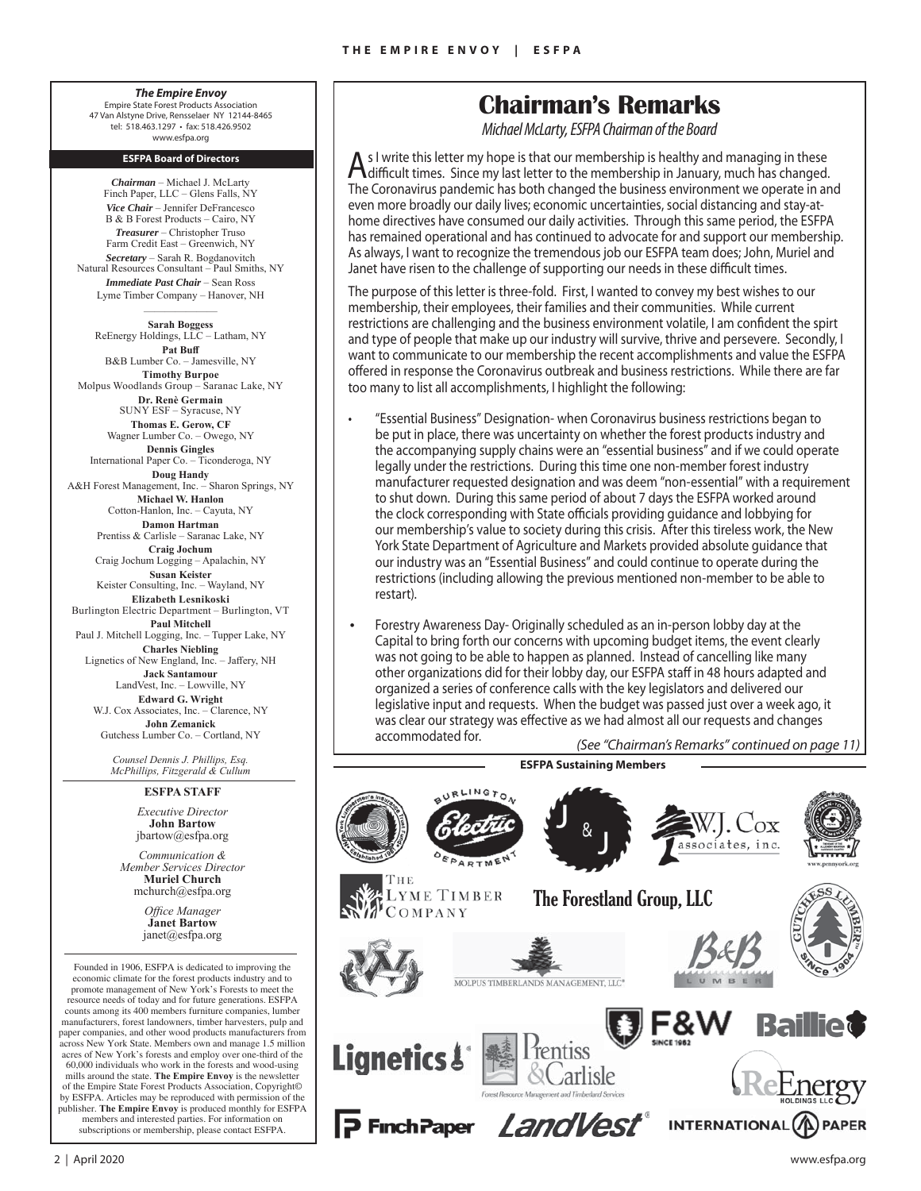*The Empire Envoy*
Empire State Forest Products Association
47 Van Alstyne Drive, Rensselaer NY 12144-8465
tel: 518.463.1297 • fax: 518.426.9502
www.esfpa.org

**ESFPA Board of Directors**

***Chairman*** – Michael J. McLarty
Finch Paper, LLC – Glens Falls, NY

***Vice Chair*** – Jennifer DeFrancesco
B & B Forest Products – Cairo, NY

***Treasurer*** – Christopher Truso
Farm Credit East – Greenwich, NY

***Secretary*** – Sarah R. Bogdanovitch
Natural Resources Consultant – Paul Smiths, NY

***Immediate Past Chair*** – Sean Ross
Lyme Timber Company – Hanover, NH

**Sarah Boggess**
ReEnergy Holdings, LLC – Latham, NY

**Pat Buff**
B&B Lumber Co. – Jamesville, NY

**Timothy Burpoe**
Molpus Woodlands Group – Saranac Lake, NY

**Dr. Renè Germain**
SUNY ESF – Syracuse, NY

**Thomas E. Gerow, CF**
Wagner Lumber Co. – Owego, NY

**Dennis Gingles**
International Paper Co. – Ticonderoga, NY

**Doug Handy**
A&H Forest Management, Inc. – Sharon Springs, NY

**Michael W. Hanlon**
Cotton-Hanlon, Inc. – Cayuta, NY

**Damon Hartman**
Prentiss & Carlisle – Saranac Lake, NY

**Craig Jochum**
Craig Jochum Logging – Apalachin, NY

**Susan Keister**
Keister Consulting, Inc. – Wayland, NY

**Elizabeth Lesnikoski**
Burlington Electric Department – Burlington, VT

**Paul Mitchell**
Paul J. Mitchell Logging, Inc. – Tupper Lake, NY

**Charles Niebling**
Lignetics of New England, Inc. – Jaffery, NH

**Jack Santamour**
LandVest, Inc. – Lowville, NY

**Edward G. Wright**
W.J. Cox Associates, Inc. – Clarence, NY

**John Zemanick**
Gutchess Lumber Co. – Cortland, NY

*Counsel Dennis J. Phillips, Esq.*
*McPhillips, Fitzgerald & Cullum*

**ESFPA STAFF**

*Executive Director*
**John Bartow**
jbartow@esfpa.org

*Communication & Member Services Director*
**Muriel Church**
mchurch@esfpa.org

*Office Manager*
**Janet Bartow**
janet@esfpa.org

Founded in 1906, ESFPA is dedicated to improving the economic climate for the forest products industry and to promote management of New York's Forests to meet the resource needs of today and for future generations. ESFPA counts among its 400 members furniture companies, lumber manufacturers, forest landowners, timber harvesters, pulp and paper companies, and other wood products manufacturers from across New York State. Members own and manage 1.5 million acres of New York's forests and employ over one-third of the 60,000 individuals who work in the forests and wood-using mills around the state. **The Empire Envoy** is the newsletter of the Empire State Forest Products Association, Copyright© by ESFPA. Articles may be reproduced with permission of the publisher. **The Empire Envoy** is produced monthly for ESFPA members and interested parties. For information on subscriptions or membership, please contact ESFPA.

# Chairman's Remarks

*Michael McLarty, ESFPA Chairman of the Board*

As I write this letter my hope is that our membership is healthy and managing in these difficult times. Since my last letter to the membership in January, much has changed. The Coronavirus pandemic has both changed the business environment we operate in and even more broadly our daily lives; economic uncertainties, social distancing and stay-at-home directives have consumed our daily activities. Through this same period, the ESFPA has remained operational and has continued to advocate for and support our membership. As always, I want to recognize the tremendous job our ESFPA team does; John, Muriel and Janet have risen to the challenge of supporting our needs in these difficult times.

The purpose of this letter is three-fold. First, I wanted to convey my best wishes to our membership, their employees, their families and their communities. While current restrictions are challenging and the business environment volatile, I am confident the spirt and type of people that make up our industry will survive, thrive and persevere. Secondly, I want to communicate to our membership the recent accomplishments and value the ESFPA offered in response the Coronavirus outbreak and business restrictions. While there are far too many to list all accomplishments, I highlight the following:

- "Essential Business" Designation- when Coronavirus business restrictions began to be put in place, there was uncertainty on whether the forest products industry and the accompanying supply chains were an "essential business" and if we could operate legally under the restrictions. During this time one non-member forest industry manufacturer requested designation and was deem "non-essential" with a requirement to shut down. During this same period of about 7 days the ESFPA worked around the clock corresponding with State officials providing guidance and lobbying for our membership's value to society during this crisis. After this tireless work, the New York State Department of Agriculture and Markets provided absolute guidance that our industry was an "Essential Business" and could continue to operate during the restrictions (including allowing the previous mentioned non-member to be able to restart).

- Forestry Awareness Day- Originally scheduled as an in-person lobby day at the Capital to bring forth our concerns with upcoming budget items, the event clearly was not going to be able to happen as planned. Instead of cancelling like many other organizations did for their lobby day, our ESFPA staff in 48 hours adapted and organized a series of conference calls with the key legislators and delivered our legislative input and requests. When the budget was passed just over a week ago, it was clear our strategy was effective as we had almost all our requests and changes accommodated for.

*(See "Chairman's Remarks" continued on page 11)*

**ESFPA Sustaining Members**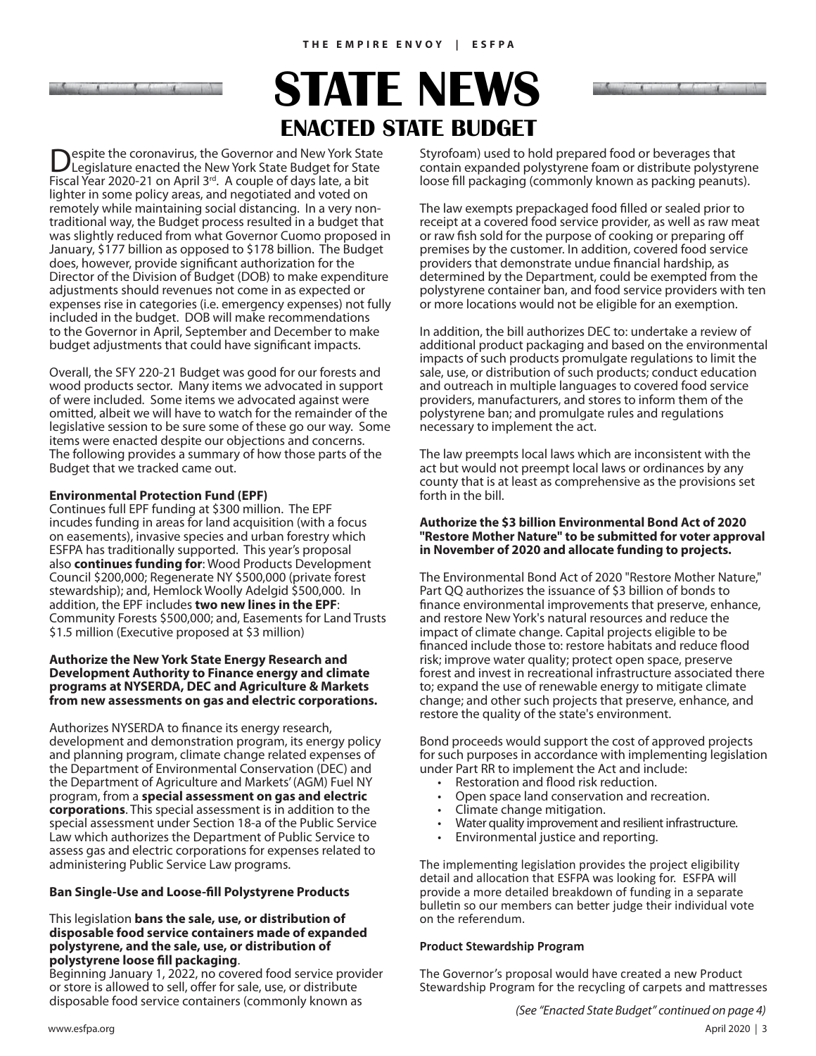# STATE NEWS

## ENACTED STATE BUDGET

Despite the coronavirus, the Governor and New York State Legislature enacted the New York State Budget for State Fiscal Year 2020-21 on April 3rd. A couple of days late, a bit lighter in some policy areas, and negotiated and voted on remotely while maintaining social distancing. In a very non-traditional way, the Budget process resulted in a budget that was slightly reduced from what Governor Cuomo proposed in January, $177 billion as opposed to $178 billion. The Budget does, however, provide significant authorization for the Director of the Division of Budget (DOB) to make expenditure adjustments should revenues not come in as expected or expenses rise in categories (i.e. emergency expenses) not fully included in the budget. DOB will make recommendations to the Governor in April, September and December to make budget adjustments that could have significant impacts.

Overall, the SFY 220-21 Budget was good for our forests and wood products sector. Many items we advocated in support of were included. Some items we advocated against were omitted, albeit we will have to watch for the remainder of the legislative session to be sure some of these go our way. Some items were enacted despite our objections and concerns. The following provides a summary of how those parts of the Budget that we tracked came out.

**Environmental Protection Fund (EPF)**

Continues full EPF funding at $300 million. The EPF incudes funding in areas for land acquisition (with a focus on easements), invasive species and urban forestry which ESFPA has traditionally supported. This year's proposal also **continues funding for**: Wood Products Development Council $200,000; Regenerate NY $500,000 (private forest stewardship); and, Hemlock Woolly Adelgid $500,000. In addition, the EPF includes **two new lines in the EPF**: Community Forests $500,000; and, Easements for Land Trusts $1.5 million (Executive proposed at $3 million)

**Authorize the New York State Energy Research and Development Authority to Finance energy and climate programs at NYSERDA, DEC and Agriculture & Markets from new assessments on gas and electric corporations.**

Authorizes NYSERDA to finance its energy research, development and demonstration program, its energy policy and planning program, climate change related expenses of the Department of Environmental Conservation (DEC) and the Department of Agriculture and Markets' (AGM) Fuel NY program, from a **special assessment on gas and electric corporations**. This special assessment is in addition to the special assessment under Section 18-a of the Public Service Law which authorizes the Department of Public Service to assess gas and electric corporations for expenses related to administering Public Service Law programs.

**Ban Single-Use and Loose-fill Polystyrene Products**

This legislation **bans the sale, use, or distribution of disposable food service containers made of expanded polystyrene, and the sale, use, or distribution of polystyrene loose fill packaging**.

Beginning January 1, 2022, no covered food service provider or store is allowed to sell, offer for sale, use, or distribute disposable food service containers (commonly known as Styrofoam) used to hold prepared food or beverages that contain expanded polystyrene foam or distribute polystyrene loose fill packaging (commonly known as packing peanuts).

The law exempts prepackaged food filled or sealed prior to receipt at a covered food service provider, as well as raw meat or raw fish sold for the purpose of cooking or preparing off premises by the customer. In addition, covered food service providers that demonstrate undue financial hardship, as determined by the Department, could be exempted from the polystyrene container ban, and food service providers with ten or more locations would not be eligible for an exemption.

In addition, the bill authorizes DEC to: undertake a review of additional product packaging and based on the environmental impacts of such products promulgate regulations to limit the sale, use, or distribution of such products; conduct education and outreach in multiple languages to covered food service providers, manufacturers, and stores to inform them of the polystyrene ban; and promulgate rules and regulations necessary to implement the act.

The law preempts local laws which are inconsistent with the act but would not preempt local laws or ordinances by any county that is at least as comprehensive as the provisions set forth in the bill.

**Authorize the $3 billion Environmental Bond Act of 2020 "Restore Mother Nature" to be submitted for voter approval in November of 2020 and allocate funding to projects.**

The Environmental Bond Act of 2020 "Restore Mother Nature," Part QQ authorizes the issuance of $3 billion of bonds to finance environmental improvements that preserve, enhance, and restore New York's natural resources and reduce the impact of climate change. Capital projects eligible to be financed include those to: restore habitats and reduce flood risk; improve water quality; protect open space, preserve forest and invest in recreational infrastructure associated there to; expand the use of renewable energy to mitigate climate change; and other such projects that preserve, enhance, and restore the quality of the state's environment.

Bond proceeds would support the cost of approved projects for such purposes in accordance with implementing legislation under Part RR to implement the Act and include:

- Restoration and flood risk reduction.
- Open space land conservation and recreation.
- Climate change mitigation.
- Water quality improvement and resilient infrastructure.
- Environmental justice and reporting.

The implementing legislation provides the project eligibility detail and allocation that ESFPA was looking for. ESFPA will provide a more detailed breakdown of funding in a separate bulletin so our members can better judge their individual vote on the referendum.

**Product Stewardship Program**

The Governor's proposal would have created a new Product Stewardship Program for the recycling of carpets and mattresses

*(See "Enacted State Budget" continued on page 4)*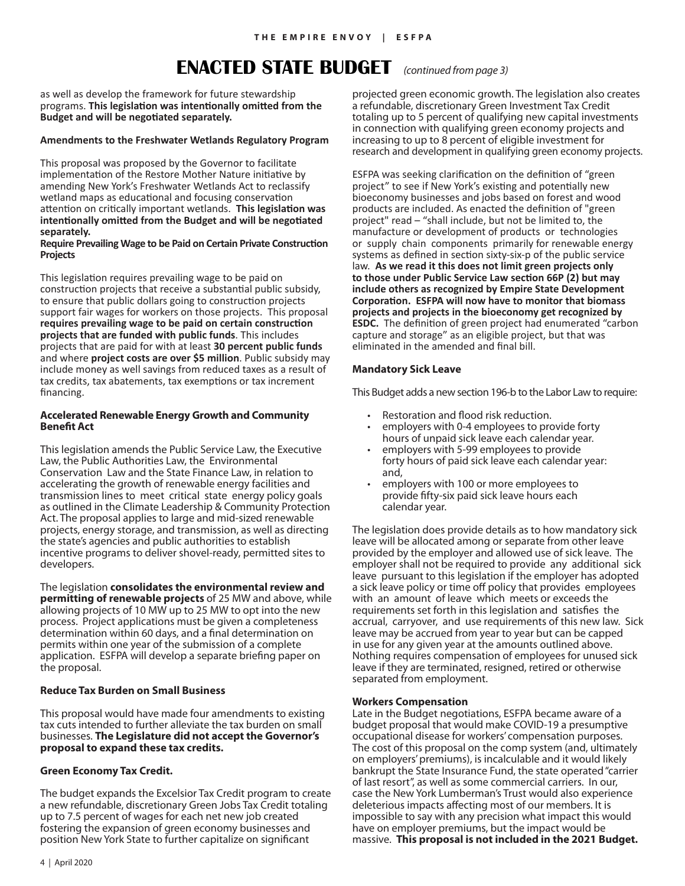# ENACTED STATE BUDGET *(continued from page 3)*

as well as develop the framework for future stewardship programs. **This legislation was intentionally omitted from the Budget and will be negotiated separately.**

**Amendments to the Freshwater Wetlands Regulatory Program**

This proposal was proposed by the Governor to facilitate implementation of the Restore Mother Nature initiative by amending New York's Freshwater Wetlands Act to reclassify wetland maps as educational and focusing conservation attention on critically important wetlands. **This legislation was intentionally omitted from the Budget and will be negotiated separately.**

**Require Prevailing Wage to be Paid on Certain Private Construction Projects**

This legislation requires prevailing wage to be paid on construction projects that receive a substantial public subsidy, to ensure that public dollars going to construction projects support fair wages for workers on those projects. This proposal **requires prevailing wage to be paid on certain construction projects that are funded with public funds**. This includes projects that are paid for with at least **30 percent public funds** and where **project costs are over $5 million**. Public subsidy may include money as well savings from reduced taxes as a result of tax credits, tax abatements, tax exemptions or tax increment financing.

**Accelerated Renewable Energy Growth and Community Benefit Act**

This legislation amends the Public Service Law, the Executive Law, the Public Authorities Law, the Environmental Conservation Law and the State Finance Law, in relation to accelerating the growth of renewable energy facilities and transmission lines to meet critical state energy policy goals as outlined in the Climate Leadership & Community Protection Act. The proposal applies to large and mid-sized renewable projects, energy storage, and transmission, as well as directing the state's agencies and public authorities to establish incentive programs to deliver shovel-ready, permitted sites to developers.

The legislation **consolidates the environmental review and permitting of renewable projects** of 25 MW and above, while allowing projects of 10 MW up to 25 MW to opt into the new process. Project applications must be given a completeness determination within 60 days, and a final determination on permits within one year of the submission of a complete application. ESFPA will develop a separate briefing paper on the proposal.

**Reduce Tax Burden on Small Business**

This proposal would have made four amendments to existing tax cuts intended to further alleviate the tax burden on small businesses. **The Legislature did not accept the Governor's proposal to expand these tax credits.**

**Green Economy Tax Credit.**

The budget expands the Excelsior Tax Credit program to create a new refundable, discretionary Green Jobs Tax Credit totaling up to 7.5 percent of wages for each net new job created fostering the expansion of green economy businesses and position New York State to further capitalize on significant projected green economic growth. The legislation also creates a refundable, discretionary Green Investment Tax Credit totaling up to 5 percent of qualifying new capital investments in connection with qualifying green economy projects and increasing to up to 8 percent of eligible investment for research and development in qualifying green economy projects.

ESFPA was seeking clarification on the definition of "green project" to see if New York's existing and potentially new bioeconomy businesses and jobs based on forest and wood products are included. As enacted the definition of "green project" read – "shall include, but not be limited to, the manufacture or development of products or technologies or supply chain components primarily for renewable energy systems as defined in section sixty-six-p of the public service law. **As we read it this does not limit green projects only to those under Public Service Law section 66P (2) but may include others as recognized by Empire State Development Corporation. ESFPA will now have to monitor that biomass projects and projects in the bioeconomy get recognized by ESDC.** The definition of green project had enumerated "carbon capture and storage" as an eligible project, but that was eliminated in the amended and final bill.

**Mandatory Sick Leave**

This Budget adds a new section 196-b to the Labor Law to require:

- Restoration and flood risk reduction.
- employers with 0-4 employees to provide forty hours of unpaid sick leave each calendar year.
- employers with 5-99 employees to provide forty hours of paid sick leave each calendar year: and,
- employers with 100 or more employees to provide fifty-six paid sick leave hours each calendar year.

The legislation does provide details as to how mandatory sick leave will be allocated among or separate from other leave provided by the employer and allowed use of sick leave. The employer shall not be required to provide any additional sick leave pursuant to this legislation if the employer has adopted a sick leave policy or time off policy that provides employees with an amount of leave which meets or exceeds the requirements set forth in this legislation and satisfies the accrual, carryover, and use requirements of this new law. Sick leave may be accrued from year to year but can be capped in use for any given year at the amounts outlined above. Nothing requires compensation of employees for unused sick leave if they are terminated, resigned, retired or otherwise separated from employment.

**Workers Compensation**

Late in the Budget negotiations, ESFPA became aware of a budget proposal that would make COVID-19 a presumptive occupational disease for workers' compensation purposes. The cost of this proposal on the comp system (and, ultimately on employers' premiums), is incalculable and it would likely bankrupt the State Insurance Fund, the state operated "carrier of last resort", as well as some commercial carriers. In our, case the New York Lumberman's Trust would also experience deleterious impacts affecting most of our members. It is impossible to say with any precision what impact this would have on employer premiums, but the impact would be massive. **This proposal is not included in the 2021 Budget.**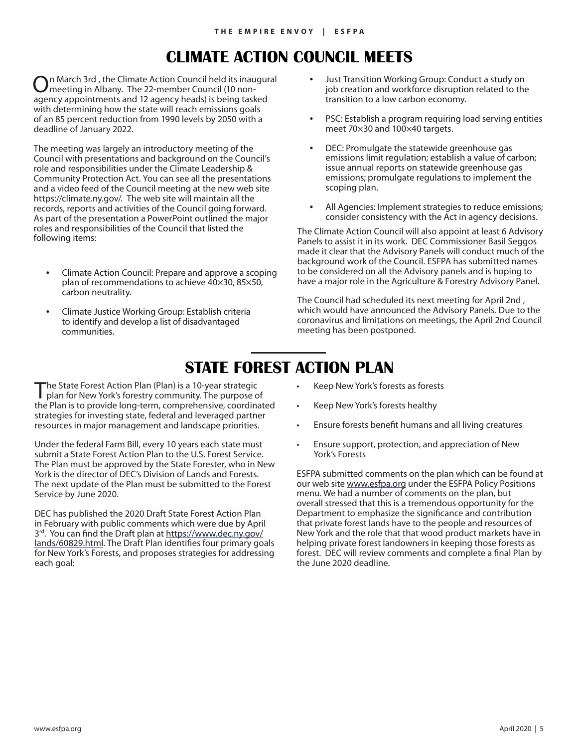# CLIMATE ACTION COUNCIL MEETS

On March 3rd , the Climate Action Council held its inaugural meeting in Albany. The 22-member Council (10 non-agency appointments and 12 agency heads) is being tasked with determining how the state will reach emissions goals of an 85 percent reduction from 1990 levels by 2050 with a deadline of January 2022.

The meeting was largely an introductory meeting of the Council with presentations and background on the Council's role and responsibilities under the Climate Leadership & Community Protection Act. You can see all the presentations and a video feed of the Council meeting at the new web site https://climate.ny.gov/. The web site will maintain all the records, reports and activities of the Council going forward. As part of the presentation a PowerPoint outlined the major roles and responsibilities of the Council that listed the following items:

- Climate Action Council: Prepare and approve a scoping plan of recommendations to achieve 40×30, 85×50, carbon neutrality.
- Climate Justice Working Group: Establish criteria to identify and develop a list of disadvantaged communities.
- Just Transition Working Group: Conduct a study on job creation and workforce disruption related to the transition to a low carbon economy.
- PSC: Establish a program requiring load serving entities meet 70×30 and 100×40 targets.
- DEC: Promulgate the statewide greenhouse gas emissions limit regulation; establish a value of carbon; issue annual reports on statewide greenhouse gas emissions; promulgate regulations to implement the scoping plan.
- All Agencies: Implement strategies to reduce emissions; consider consistency with the Act in agency decisions.

The Climate Action Council will also appoint at least 6 Advisory Panels to assist it in its work. DEC Commissioner Basil Seggos made it clear that the Advisory Panels will conduct much of the background work of the Council. ESFPA has submitted names to be considered on all the Advisory panels and is hoping to have a major role in the Agriculture & Forestry Advisory Panel.

The Council had scheduled its next meeting for April 2nd , which would have announced the Advisory Panels. Due to the coronavirus and limitations on meetings, the April 2nd Council meeting has been postponed.

# STATE FOREST ACTION PLAN

The State Forest Action Plan (Plan) is a 10-year strategic plan for New York's forestry community. The purpose of the Plan is to provide long-term, comprehensive, coordinated strategies for investing state, federal and leveraged partner resources in major management and landscape priorities.

Under the federal Farm Bill, every 10 years each state must submit a State Forest Action Plan to the U.S. Forest Service. The Plan must be approved by the State Forester, who in New York is the director of DEC's Division of Lands and Forests. The next update of the Plan must be submitted to the Forest Service by June 2020.

DEC has published the 2020 Draft State Forest Action Plan in February with public comments which were due by April 3rd. You can find the Draft plan at https://www.dec.ny.gov/lands/60829.html. The Draft Plan identifies four primary goals for New York's Forests, and proposes strategies for addressing each goal:

- Keep New York's forests as forests
- Keep New York's forests healthy
- Ensure forests benefit humans and all living creatures
- Ensure support, protection, and appreciation of New York's Forests

ESFPA submitted comments on the plan which can be found at our web site www.esfpa.org under the ESFPA Policy Positions menu. We had a number of comments on the plan, but overall stressed that this is a tremendous opportunity for the Department to emphasize the significance and contribution that private forest lands have to the people and resources of New York and the role that that wood product markets have in helping private forest landowners in keeping those forests as forest. DEC will review comments and complete a final Plan by the June 2020 deadline.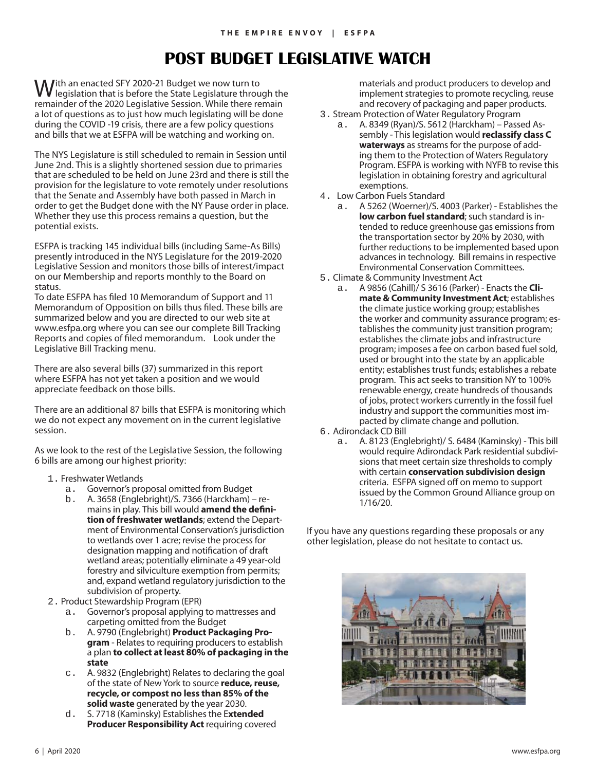# POST BUDGET LEGISLATIVE WATCH

With an enacted SFY 2020-21 Budget we now turn to legislation that is before the State Legislature through the remainder of the 2020 Legislative Session. While there remain a lot of questions as to just how much legislating will be done during the COVID -19 crisis, there are a few policy questions and bills that we at ESFPA will be watching and working on.

The NYS Legislature is still scheduled to remain in Session until June 2nd. This is a slightly shortened session due to primaries that are scheduled to be held on June 23rd and there is still the provision for the legislature to vote remotely under resolutions that the Senate and Assembly have both passed in March in order to get the Budget done with the NY Pause order in place. Whether they use this process remains a question, but the potential exists.

ESFPA is tracking 145 individual bills (including Same-As Bills) presently introduced in the NYS Legislature for the 2019-2020 Legislative Session and monitors those bills of interest/impact on our Membership and reports monthly to the Board on status.

To date ESFPA has filed 10 Memorandum of Support and 11 Memorandum of Opposition on bills thus filed. These bills are summarized below and you are directed to our web site at www.esfpa.org where you can see our complete Bill Tracking Reports and copies of filed memorandum. Look under the Legislative Bill Tracking menu.

There are also several bills (37) summarized in this report where ESFPA has not yet taken a position and we would appreciate feedback on those bills.

There are an additional 87 bills that ESFPA is monitoring which we do not expect any movement on in the current legislative session.

As we look to the rest of the Legislative Session, the following 6 bills are among our highest priority:

1. Freshwater Wetlands
   a. Governor's proposal omitted from Budget
   b. A. 3658 (Englebright)/S. 7366 (Harckham) – remains in play. This bill would **amend the definition of freshwater wetlands**; extend the Department of Environmental Conservation's jurisdiction to wetlands over 1 acre; revise the process for designation mapping and notification of draft wetland areas; potentially eliminate a 49 year-old forestry and silviculture exemption from permits; and, expand wetland regulatory jurisdiction to the subdivision of property.
2. Product Stewardship Program (EPR)
   a. Governor's proposal applying to mattresses and carpeting omitted from the Budget
   b. A. 9790 (Englebright) **Product Packaging Program** - Relates to requiring producers to establish a plan **to collect at least 80% of packaging in the state**
   c. A. 9832 (Englebright) Relates to declaring the goal of the state of New York to source **reduce, reuse, recycle, or compost no less than 85% of the solid waste** generated by the year 2030.
   d. S. 7718 (Kaminsky) Establishes the E**xtended Producer Responsibility Act** requiring covered materials and product producers to develop and implement strategies to promote recycling, reuse and recovery of packaging and paper products.
3. Stream Protection of Water Regulatory Program
   a. A. 8349 (Ryan)/S. 5612 (Harckham) – Passed Assembly - This legislation would **reclassify class C waterways** as streams for the purpose of adding them to the Protection of Waters Regulatory Program. ESFPA is working with NYFB to revise this legislation in obtaining forestry and agricultural exemptions.
4. Low Carbon Fuels Standard
   a. A 5262 (Woerner)/S. 4003 (Parker) - Establishes the **low carbon fuel standard**; such standard is intended to reduce greenhouse gas emissions from the transportation sector by 20% by 2030, with further reductions to be implemented based upon advances in technology. Bill remains in respective Environmental Conservation Committees.
5. Climate & Community Investment Act
   a. A 9856 (Cahill)/ S 3616 (Parker) - Enacts the **Climate & Community Investment Act**; establishes the climate justice working group; establishes the worker and community assurance program; establishes the community just transition program; establishes the climate jobs and infrastructure program; imposes a fee on carbon based fuel sold, used or brought into the state by an applicable entity; establishes trust funds; establishes a rebate program. This act seeks to transition NY to 100% renewable energy, create hundreds of thousands of jobs, protect workers currently in the fossil fuel industry and support the communities most impacted by climate change and pollution.
6. Adirondack CD Bill
   a. A. 8123 (Englebright)/ S. 6484 (Kaminsky) - This bill would require Adirondack Park residential subdivisions that meet certain size thresholds to comply with certain **conservation subdivision design** criteria. ESFPA signed off on memo to support issued by the Common Ground Alliance group on 1/16/20.

If you have any questions regarding these proposals or any other legislation, please do not hesitate to contact us.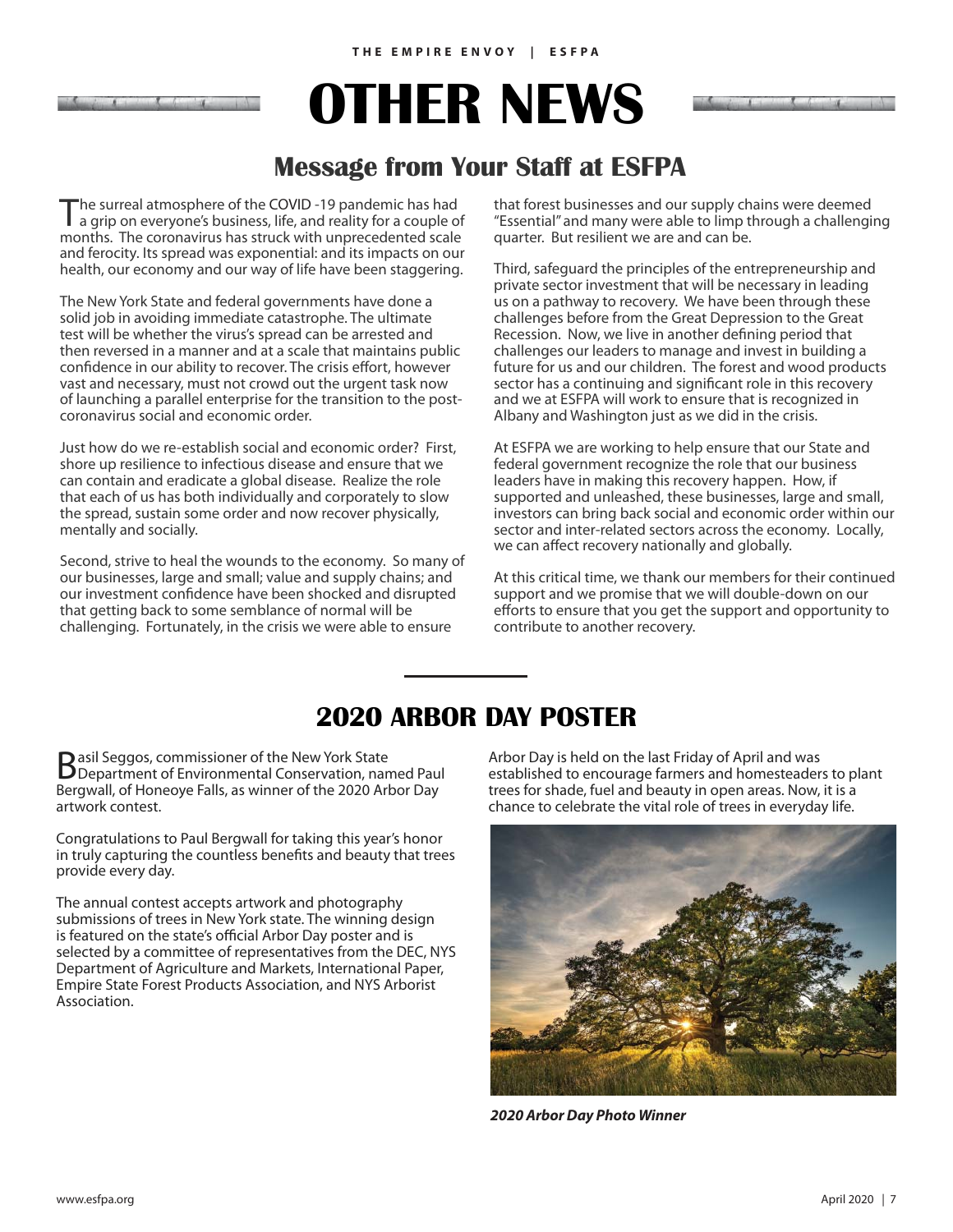# OTHER NEWS

## Message from Your Staff at ESFPA

The surreal atmosphere of the COVID -19 pandemic has had a grip on everyone's business, life, and reality for a couple of months. The coronavirus has struck with unprecedented scale and ferocity. Its spread was exponential: and its impacts on our health, our economy and our way of life have been staggering.

The New York State and federal governments have done a solid job in avoiding immediate catastrophe. The ultimate test will be whether the virus's spread can be arrested and then reversed in a manner and at a scale that maintains public confidence in our ability to recover. The crisis effort, however vast and necessary, must not crowd out the urgent task now of launching a parallel enterprise for the transition to the post-coronavirus social and economic order.

Just how do we re-establish social and economic order? First, shore up resilience to infectious disease and ensure that we can contain and eradicate a global disease. Realize the role that each of us has both individually and corporately to slow the spread, sustain some order and now recover physically, mentally and socially.

Second, strive to heal the wounds to the economy. So many of our businesses, large and small; value and supply chains; and our investment confidence have been shocked and disrupted that getting back to some semblance of normal will be challenging. Fortunately, in the crisis we were able to ensure that forest businesses and our supply chains were deemed "Essential" and many were able to limp through a challenging quarter. But resilient we are and can be.

Third, safeguard the principles of the entrepreneurship and private sector investment that will be necessary in leading us on a pathway to recovery. We have been through these challenges before from the Great Depression to the Great Recession. Now, we live in another defining period that challenges our leaders to manage and invest in building a future for us and our children. The forest and wood products sector has a continuing and significant role in this recovery and we at ESFPA will work to ensure that is recognized in Albany and Washington just as we did in the crisis.

At ESFPA we are working to help ensure that our State and federal government recognize the role that our business leaders have in making this recovery happen. How, if supported and unleashed, these businesses, large and small, investors can bring back social and economic order within our sector and inter-related sectors across the economy. Locally, we can affect recovery nationally and globally.

At this critical time, we thank our members for their continued support and we promise that we will double-down on our efforts to ensure that you get the support and opportunity to contribute to another recovery.

## 2020 ARBOR DAY POSTER

Basil Seggos, commissioner of the New York State Department of Environmental Conservation, named Paul Bergwall, of Honeoye Falls, as winner of the 2020 Arbor Day artwork contest.

Congratulations to Paul Bergwall for taking this year's honor in truly capturing the countless benefits and beauty that trees provide every day.

The annual contest accepts artwork and photography submissions of trees in New York state. The winning design is featured on the state's official Arbor Day poster and is selected by a committee of representatives from the DEC, NYS Department of Agriculture and Markets, International Paper, Empire State Forest Products Association, and NYS Arborist Association.

Arbor Day is held on the last Friday of April and was established to encourage farmers and homesteaders to plant trees for shade, fuel and beauty in open areas. Now, it is a chance to celebrate the vital role of trees in everyday life.

***2020 Arbor Day Photo Winner***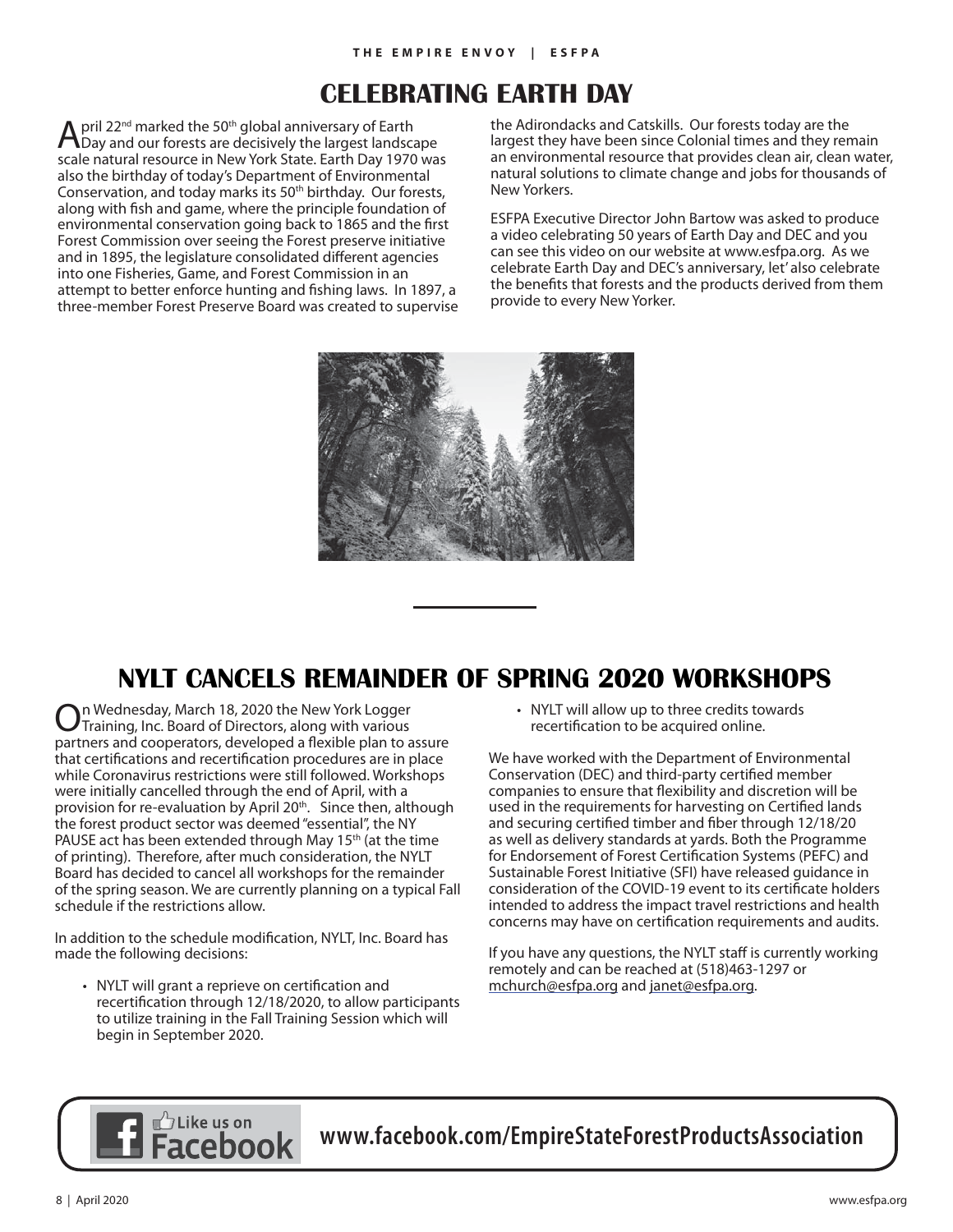# CELEBRATING EARTH DAY

April 22nd marked the 50th global anniversary of Earth Day and our forests are decisively the largest landscape scale natural resource in New York State. Earth Day 1970 was also the birthday of today's Department of Environmental Conservation, and today marks its 50th birthday. Our forests, along with fish and game, where the principle foundation of environmental conservation going back to 1865 and the first Forest Commission over seeing the Forest preserve initiative and in 1895, the legislature consolidated different agencies into one Fisheries, Game, and Forest Commission in an attempt to better enforce hunting and fishing laws. In 1897, a three-member Forest Preserve Board was created to supervise the Adirondacks and Catskills. Our forests today are the largest they have been since Colonial times and they remain an environmental resource that provides clean air, clean water, natural solutions to climate change and jobs for thousands of New Yorkers.

ESFPA Executive Director John Bartow was asked to produce a video celebrating 50 years of Earth Day and DEC and you can see this video on our website at www.esfpa.org. As we celebrate Earth Day and DEC's anniversary, let' also celebrate the benefits that forests and the products derived from them provide to every New Yorker.

# NYLT CANCELS REMAINDER OF SPRING 2020 WORKSHOPS

On Wednesday, March 18, 2020 the New York Logger Training, Inc. Board of Directors, along with various partners and cooperators, developed a flexible plan to assure that certifications and recertification procedures are in place while Coronavirus restrictions were still followed. Workshops were initially cancelled through the end of April, with a provision for re-evaluation by April 20th. Since then, although the forest product sector was deemed "essential", the NY PAUSE act has been extended through May 15th (at the time of printing). Therefore, after much consideration, the NYLT Board has decided to cancel all workshops for the remainder of the spring season. We are currently planning on a typical Fall schedule if the restrictions allow.

In addition to the schedule modification, NYLT, Inc. Board has made the following decisions:

- NYLT will grant a reprieve on certification and recertification through 12/18/2020, to allow participants to utilize training in the Fall Training Session which will begin in September 2020.
- NYLT will allow up to three credits towards recertification to be acquired online.

We have worked with the Department of Environmental Conservation (DEC) and third-party certified member companies to ensure that flexibility and discretion will be used in the requirements for harvesting on Certified lands and securing certified timber and fiber through 12/18/20 as well as delivery standards at yards. Both the Programme for Endorsement of Forest Certification Systems (PEFC) and Sustainable Forest Initiative (SFI) have released guidance in consideration of the COVID-19 event to its certificate holders intended to address the impact travel restrictions and health concerns may have on certification requirements and audits.

If you have any questions, the NYLT staff is currently working remotely and can be reached at (518)463-1297 or mchurch@esfpa.org and janet@esfpa.org.

Like us on Facebook **www.facebook.com/EmpireStateForestProductsAssociation**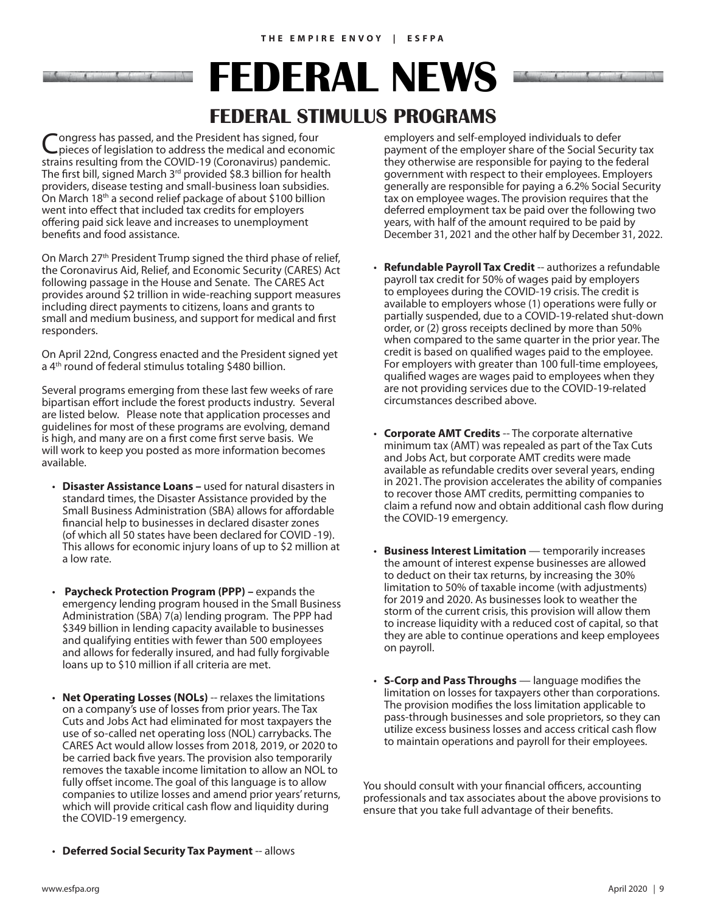# FEDERAL NEWS

## FEDERAL STIMULUS PROGRAMS

Congress has passed, and the President has signed, four pieces of legislation to address the medical and economic strains resulting from the COVID-19 (Coronavirus) pandemic. The first bill, signed March 3rd provided $8.3 billion for health providers, disease testing and small-business loan subsidies. On March 18th a second relief package of about $100 billion went into effect that included tax credits for employers offering paid sick leave and increases to unemployment benefits and food assistance.

On March 27th President Trump signed the third phase of relief, the Coronavirus Aid, Relief, and Economic Security (CARES) Act following passage in the House and Senate. The CARES Act provides around $2 trillion in wide-reaching support measures including direct payments to citizens, loans and grants to small and medium business, and support for medical and first responders.

On April 22nd, Congress enacted and the President signed yet a 4th round of federal stimulus totaling $480 billion.

Several programs emerging from these last few weeks of rare bipartisan effort include the forest products industry. Several are listed below. Please note that application processes and guidelines for most of these programs are evolving, demand is high, and many are on a first come first serve basis. We will work to keep you posted as more information becomes available.

- **Disaster Assistance Loans –** used for natural disasters in standard times, the Disaster Assistance provided by the Small Business Administration (SBA) allows for affordable financial help to businesses in declared disaster zones (of which all 50 states have been declared for COVID -19). This allows for economic injury loans of up to $2 million at a low rate.

- **Paycheck Protection Program (PPP) –** expands the emergency lending program housed in the Small Business Administration (SBA) 7(a) lending program. The PPP had $349 billion in lending capacity available to businesses and qualifying entities with fewer than 500 employees and allows for federally insured, and had fully forgivable loans up to $10 million if all criteria are met.

- **Net Operating Losses (NOLs)** -- relaxes the limitations on a company's use of losses from prior years. The Tax Cuts and Jobs Act had eliminated for most taxpayers the use of so-called net operating loss (NOL) carrybacks. The CARES Act would allow losses from 2018, 2019, or 2020 to be carried back five years. The provision also temporarily removes the taxable income limitation to allow an NOL to fully offset income. The goal of this language is to allow companies to utilize losses and amend prior years' returns, which will provide critical cash flow and liquidity during the COVID-19 emergency.

- **Deferred Social Security Tax Payment** -- allows employers and self-employed individuals to defer payment of the employer share of the Social Security tax they otherwise are responsible for paying to the federal government with respect to their employees. Employers generally are responsible for paying a 6.2% Social Security tax on employee wages. The provision requires that the deferred employment tax be paid over the following two years, with half of the amount required to be paid by December 31, 2021 and the other half by December 31, 2022.

- **Refundable Payroll Tax Credit** -- authorizes a refundable payroll tax credit for 50% of wages paid by employers to employees during the COVID-19 crisis. The credit is available to employers whose (1) operations were fully or partially suspended, due to a COVID-19-related shut-down order, or (2) gross receipts declined by more than 50% when compared to the same quarter in the prior year. The credit is based on qualified wages paid to the employee. For employers with greater than 100 full-time employees, qualified wages are wages paid to employees when they are not providing services due to the COVID-19-related circumstances described above.

- **Corporate AMT Credits** -- The corporate alternative minimum tax (AMT) was repealed as part of the Tax Cuts and Jobs Act, but corporate AMT credits were made available as refundable credits over several years, ending in 2021. The provision accelerates the ability of companies to recover those AMT credits, permitting companies to claim a refund now and obtain additional cash flow during the COVID-19 emergency.

- **Business Interest Limitation** — temporarily increases the amount of interest expense businesses are allowed to deduct on their tax returns, by increasing the 30% limitation to 50% of taxable income (with adjustments) for 2019 and 2020. As businesses look to weather the storm of the current crisis, this provision will allow them to increase liquidity with a reduced cost of capital, so that they are able to continue operations and keep employees on payroll.

- **S-Corp and Pass Throughs** — language modifies the limitation on losses for taxpayers other than corporations. The provision modifies the loss limitation applicable to pass-through businesses and sole proprietors, so they can utilize excess business losses and access critical cash flow to maintain operations and payroll for their employees.

You should consult with your financial officers, accounting professionals and tax associates about the above provisions to ensure that you take full advantage of their benefits.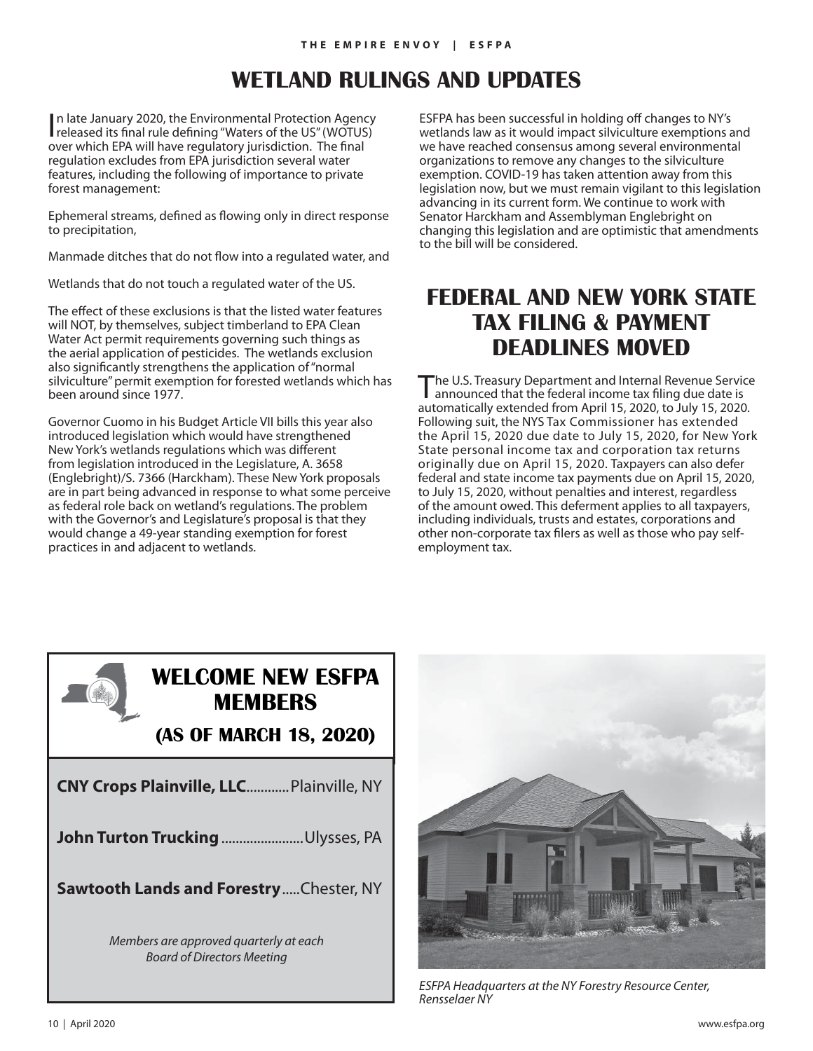# WETLAND RULINGS AND UPDATES

In late January 2020, the Environmental Protection Agency released its final rule defining "Waters of the US" (WOTUS) over which EPA will have regulatory jurisdiction. The final regulation excludes from EPA jurisdiction several water features, including the following of importance to private forest management:

Ephemeral streams, defined as flowing only in direct response to precipitation,

Manmade ditches that do not flow into a regulated water, and

Wetlands that do not touch a regulated water of the US.

The effect of these exclusions is that the listed water features will NOT, by themselves, subject timberland to EPA Clean Water Act permit requirements governing such things as the aerial application of pesticides. The wetlands exclusion also significantly strengthens the application of "normal silviculture" permit exemption for forested wetlands which has been around since 1977.

Governor Cuomo in his Budget Article VII bills this year also introduced legislation which would have strengthened New York's wetlands regulations which was different from legislation introduced in the Legislature, A. 3658 (Englebright)/S. 7366 (Harckham). These New York proposals are in part being advanced in response to what some perceive as federal role back on wetland's regulations. The problem with the Governor's and Legislature's proposal is that they would change a 49-year standing exemption for forest practices in and adjacent to wetlands.

ESFPA has been successful in holding off changes to NY's wetlands law as it would impact silviculture exemptions and we have reached consensus among several environmental organizations to remove any changes to the silviculture exemption. COVID-19 has taken attention away from this legislation now, but we must remain vigilant to this legislation advancing in its current form. We continue to work with Senator Harckham and Assemblyman Englebright on changing this legislation and are optimistic that amendments to the bill will be considered.

# FEDERAL AND NEW YORK STATE TAX FILING & PAYMENT DEADLINES MOVED

The U.S. Treasury Department and Internal Revenue Service announced that the federal income tax filing due date is automatically extended from April 15, 2020, to July 15, 2020. Following suit, the NYS Tax Commissioner has extended the April 15, 2020 due date to July 15, 2020, for New York State personal income tax and corporation tax returns originally due on April 15, 2020. Taxpayers can also defer federal and state income tax payments due on April 15, 2020, to July 15, 2020, without penalties and interest, regardless of the amount owed. This deferment applies to all taxpayers, including individuals, trusts and estates, corporations and other non-corporate tax filers as well as those who pay self-employment tax.

## WELCOME NEW ESFPA MEMBERS

### (AS OF MARCH 18, 2020)

**CNY Crops Plainville, LLC**............Plainville, NY

**John Turton Trucking**.......................Ulysses, PA

**Sawtooth Lands and Forestry**.....Chester, NY

*Members are approved quarterly at each Board of Directors Meeting*

*ESFPA Headquarters at the NY Forestry Resource Center, Rensselaer NY*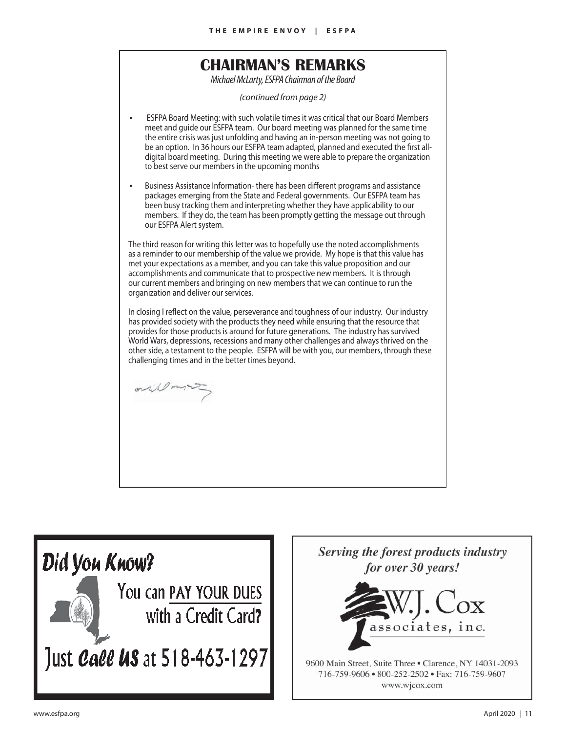# CHAIRMAN'S REMARKS

*Michael McLarty, ESFPA Chairman of the Board*

*(continued from page 2)*

- ESFPA Board Meeting: with such volatile times it was critical that our Board Members meet and guide our ESFPA team. Our board meeting was planned for the same time the entire crisis was just unfolding and having an in-person meeting was not going to be an option. In 36 hours our ESFPA team adapted, planned and executed the first all-digital board meeting. During this meeting we were able to prepare the organization to best serve our members in the upcoming months

- Business Assistance Information- there has been different programs and assistance packages emerging from the State and Federal governments. Our ESFPA team has been busy tracking them and interpreting whether they have applicability to our members. If they do, the team has been promptly getting the message out through our ESFPA Alert system.

The third reason for writing this letter was to hopefully use the noted accomplishments as a reminder to our membership of the value we provide. My hope is that this value has met your expectations as a member, and you can take this value proposition and our accomplishments and communicate that to prospective new members. It is through our current members and bringing on new members that we can continue to run the organization and deliver our services.

In closing I reflect on the value, perseverance and toughness of our industry. Our industry has provided society with the products they need while ensuring that the resource that provides for those products is around for future generations. The industry has survived World Wars, depressions, recessions and many other challenges and always thrived on the other side, a testament to the people. ESFPA will be with you, our members, through these challenging times and in the better times beyond.

---

**Did You Know?**

You can PAY YOUR DUES with a Credit Card?

Just **Call Us** at 518-463-1297

---

***Serving the forest products industry for over 30 years!***

W.J. Cox associates, inc.

9600 Main Street, Suite Three • Clarence, NY 14031-2093
716-759-9606 • 800-252-2502 • Fax: 716-759-9607
www.wjcox.com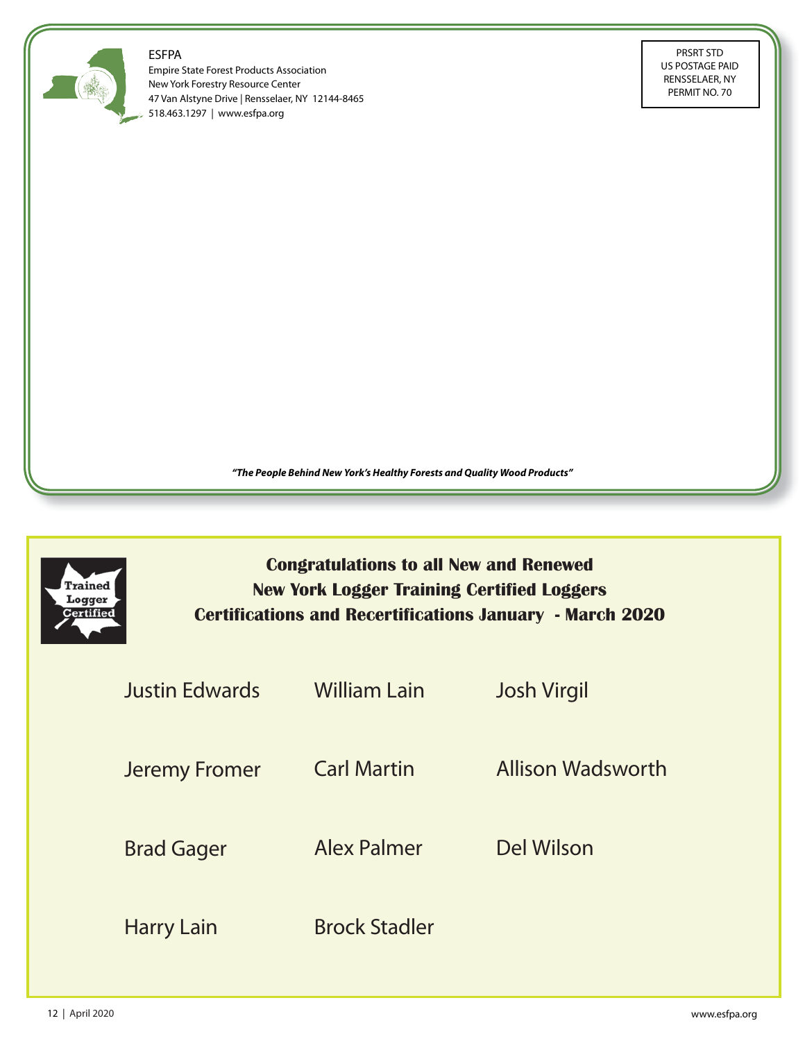ESFPA

Empire State Forest Products Association
New York Forestry Resource Center
47 Van Alstyne Drive | Rensselaer, NY 12144-8465
518.463.1297 | www.esfpa.org

PRSRT STD
US POSTAGE PAID
RENSSELAER, NY
PERMIT NO. 70

***"The People Behind New York's Healthy Forests and Quality Wood Products"***

Trained Logger Certified

## Congratulations to all New and Renewed New York Logger Training Certified Loggers Certifications and Recertifications January - March 2020

| | | |
|---|---|---|
| Justin Edwards | William Lain | Josh Virgil |
| Jeremy Fromer | Carl Martin | Allison Wadsworth |
| Brad Gager | Alex Palmer | Del Wilson |
| Harry Lain | Brock Stadler | |